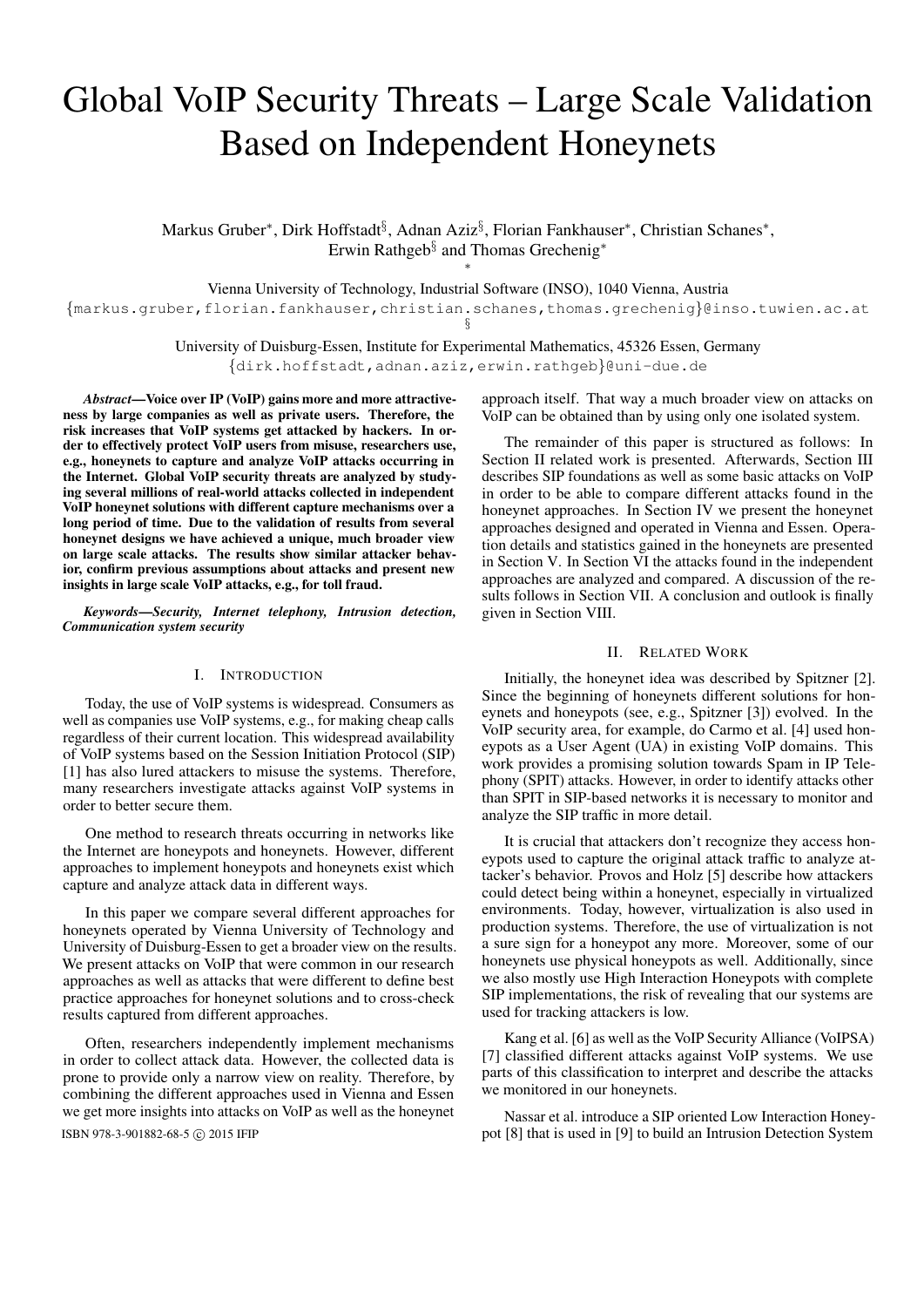# Global VoIP Security Threats – Large Scale Validation Based on Independent Honeynets

Markus Gruber[*], Dirk Hoffstadt[§], Adnan Aziz[§], Florian Fankhauser[*], Christian Schanes[*], Erwin Rathgeb[§] and Thomas Grechenig[*]

[*] Vienna University of Technology, Industrial Software (INSO), 1040 Vienna, Austria
{markus.gruber,florian.fankhauser,christian.schanes,thomas.grechenig}@inso.tuwien.ac.at

[§] University of Duisburg-Essen, Institute for Experimental Mathematics, 45326 Essen, Germany
{dirk.hoffstadt,adnan.aziz,erwin.rathgeb}@uni-due.de

***Abstract*—Voice over IP (VoIP) gains more and more attractiveness by large companies as well as private users. Therefore, the risk increases that VoIP systems get attacked by hackers. In order to effectively protect VoIP users from misuse, researchers use, e.g., honeynets to capture and analyze VoIP attacks occurring in the Internet. Global VoIP security threats are analyzed by studying several millions of real-world attacks collected in independent VoIP honeynet solutions with different capture mechanisms over a long period of time. Due to the validation of results from several honeynet designs we have achieved a unique, much broader view on large scale attacks. The results show similar attacker behavior, confirm previous assumptions about attacks and present new insights in large scale VoIP attacks, e.g., for toll fraud.**

***Keywords*—Security, Internet telephony, Intrusion detection, Communication system security**

## I. Introduction

Today, the use of VoIP systems is widespread. Consumers as well as companies use VoIP systems, e.g., for making cheap calls regardless of their current location. This widespread availability of VoIP systems based on the Session Initiation Protocol (SIP) [1] has also lured attackers to misuse the systems. Therefore, many researchers investigate attacks against VoIP systems in order to better secure them.

One method to research threats occurring in networks like the Internet are honeypots and honeynets. However, different approaches to implement honeypots and honeynets exist which capture and analyze attack data in different ways.

In this paper we compare several different approaches for honeynets operated by Vienna University of Technology and University of Duisburg-Essen to get a broader view on the results. We present attacks on VoIP that were common in our research approaches as well as attacks that were different to define best practice approaches for honeynet solutions and to cross-check results captured from different approaches.

Often, researchers independently implement mechanisms in order to collect attack data. However, the collected data is prone to provide only a narrow view on reality. Therefore, by combining the different approaches used in Vienna and Essen we get more insights into attacks on VoIP as well as the honeynet approach itself. That way a much broader view on attacks on VoIP can be obtained than by using only one isolated system.

The remainder of this paper is structured as follows: In Section II related work is presented. Afterwards, Section III describes SIP foundations as well as some basic attacks on VoIP in order to be able to compare different attacks found in the honeynet approaches. In Section IV we present the honeynet approaches designed and operated in Vienna and Essen. Operation details and statistics gained in the honeynets are presented in Section V. In Section VI the attacks found in the independent approaches are analyzed and compared. A discussion of the results follows in Section VII. A conclusion and outlook is finally given in Section VIII.

## II. Related Work

Initially, the honeynet idea was described by Spitzner [2]. Since the beginning of honeynets different solutions for honeynets and honeypots (see, e.g., Spitzner [3]) evolved. In the VoIP security area, for example, do Carmo et al. [4] used honeypots as a User Agent (UA) in existing VoIP domains. This work provides a promising solution towards Spam in IP Telephony (SPIT) attacks. However, in order to identify attacks other than SPIT in SIP-based networks it is necessary to monitor and analyze the SIP traffic in more detail.

It is crucial that attackers don't recognize they access honeypots used to capture the original attack traffic to analyze attacker's behavior. Provos and Holz [5] describe how attackers could detect being within a honeynet, especially in virtualized environments. Today, however, virtualization is also used in production systems. Therefore, the use of virtualization is not a sure sign for a honeypot any more. Moreover, some of our honeynets use physical honeypots as well. Additionally, since we also mostly use High Interaction Honeypots with complete SIP implementations, the risk of revealing that our systems are used for tracking attackers is low.

Kang et al. [6] as well as the VoIP Security Alliance (VoIPSA) [7] classified different attacks against VoIP systems. We use parts of this classification to interpret and describe the attacks we monitored in our honeynets.

Nassar et al. introduce a SIP oriented Low Interaction Honeypot [8] that is used in [9] to build an Intrusion Detection System

ISBN 978-3-901882-68-5 © 2015 IFIP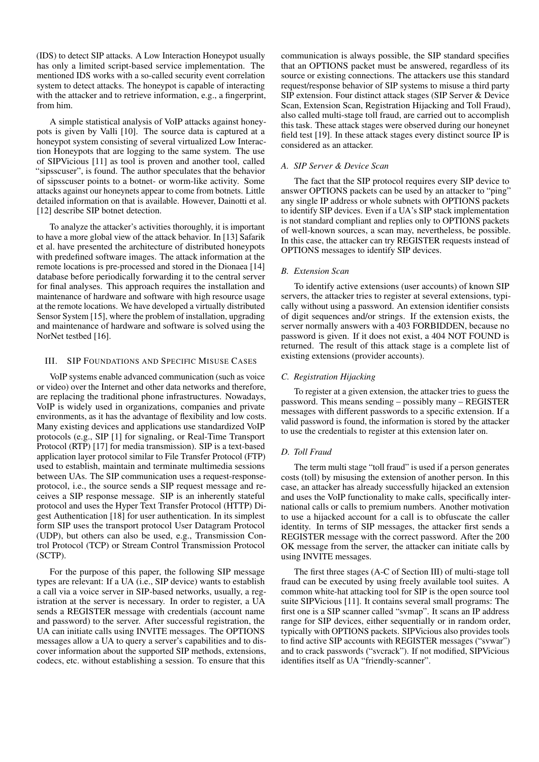(IDS) to detect SIP attacks. A Low Interaction Honeypot usually has only a limited script-based service implementation. The mentioned IDS works with a so-called security event correlation system to detect attacks. The honeypot is capable of interacting with the attacker and to retrieve information, e.g., a fingerprint, from him.

A simple statistical analysis of VoIP attacks against honeypots is given by Valli [10]. The source data is captured at a honeypot system consisting of several virtualized Low Interaction Honeypots that are logging to the same system. The use of SIPVicious [11] as tool is proven and another tool, called "sipsscuser", is found. The author speculates that the behavior of sipsscuser points to a botnet- or worm-like activity. Some attacks against our honeynets appear to come from botnets. Little detailed information on that is available. However, Dainotti et al. [12] describe SIP botnet detection.

To analyze the attacker's activities thoroughly, it is important to have a more global view of the attack behavior. In [13] Safarik et al. have presented the architecture of distributed honeypots with predefined software images. The attack information at the remote locations is pre-processed and stored in the Dionaea [14] database before periodically forwarding it to the central server for final analyses. This approach requires the installation and maintenance of hardware and software with high resource usage at the remote locations. We have developed a virtually distributed Sensor System [15], where the problem of installation, upgrading and maintenance of hardware and software is solved using the NorNet testbed [16].

## III. SIP Foundations and Specific Misuse Cases

VoIP systems enable advanced communication (such as voice or video) over the Internet and other data networks and therefore, are replacing the traditional phone infrastructures. Nowadays, VoIP is widely used in organizations, companies and private environments, as it has the advantage of flexibility and low costs. Many existing devices and applications use standardized VoIP protocols (e.g., SIP [1] for signaling, or Real-Time Transport Protocol (RTP) [17] for media transmission). SIP is a text-based application layer protocol similar to File Transfer Protocol (FTP) used to establish, maintain and terminate multimedia sessions between UAs. The SIP communication uses a request-response-protocol, i.e., the source sends a SIP request message and receives a SIP response message. SIP is an inherently stateful protocol and uses the Hyper Text Transfer Protocol (HTTP) Digest Authentication [18] for user authentication. In its simplest form SIP uses the transport protocol User Datagram Protocol (UDP), but others can also be used, e.g., Transmission Control Protocol (TCP) or Stream Control Transmission Protocol (SCTP).

For the purpose of this paper, the following SIP message types are relevant: If a UA (i.e., SIP device) wants to establish a call via a voice server in SIP-based networks, usually, a registration at the server is necessary. In order to register, a UA sends a REGISTER message with credentials (account name and password) to the server. After successful registration, the UA can initiate calls using INVITE messages. The OPTIONS messages allow a UA to query a server's capabilities and to discover information about the supported SIP methods, extensions, codecs, etc. without establishing a session. To ensure that this communication is always possible, the SIP standard specifies that an OPTIONS packet must be answered, regardless of its source or existing connections. The attackers use this standard request/response behavior of SIP systems to misuse a third party SIP extension. Four distinct attack stages (SIP Server & Device Scan, Extension Scan, Registration Hijacking and Toll Fraud), also called multi-stage toll fraud, are carried out to accomplish this task. These attack stages were observed during our honeynet field test [19]. In these attack stages every distinct source IP is considered as an attacker.

### A. SIP Server & Device Scan

The fact that the SIP protocol requires every SIP device to answer OPTIONS packets can be used by an attacker to "ping" any single IP address or whole subnets with OPTIONS packets to identify SIP devices. Even if a UA's SIP stack implementation is not standard compliant and replies only to OPTIONS packets of well-known sources, a scan may, nevertheless, be possible. In this case, the attacker can try REGISTER requests instead of OPTIONS messages to identify SIP devices.

### B. Extension Scan

To identify active extensions (user accounts) of known SIP servers, the attacker tries to register at several extensions, typically without using a password. An extension identifier consists of digit sequences and/or strings. If the extension exists, the server normally answers with a 403 FORBIDDEN, because no password is given. If it does not exist, a 404 NOT FOUND is returned. The result of this attack stage is a complete list of existing extensions (provider accounts).

### C. Registration Hijacking

To register at a given extension, the attacker tries to guess the password. This means sending – possibly many – REGISTER messages with different passwords to a specific extension. If a valid password is found, the information is stored by the attacker to use the credentials to register at this extension later on.

### D. Toll Fraud

The term multi stage "toll fraud" is used if a person generates costs (toll) by misusing the extension of another person. In this case, an attacker has already successfully hijacked an extension and uses the VoIP functionality to make calls, specifically international calls or calls to premium numbers. Another motivation to use a hijacked account for a call is to obfuscate the caller identity. In terms of SIP messages, the attacker first sends a REGISTER message with the correct password. After the 200 OK message from the server, the attacker can initiate calls by using INVITE messages.

The first three stages (A-C of Section III) of multi-stage toll fraud can be executed by using freely available tool suites. A common white-hat attacking tool for SIP is the open source tool suite SIPVicious [11]. It contains several small programs: The first one is a SIP scanner called "svmap". It scans an IP address range for SIP devices, either sequentially or in random order, typically with OPTIONS packets. SIPVicious also provides tools to find active SIP accounts with REGISTER messages ("svwar") and to crack passwords ("svcrack"). If not modified, SIPVicious identifies itself as UA "friendly-scanner".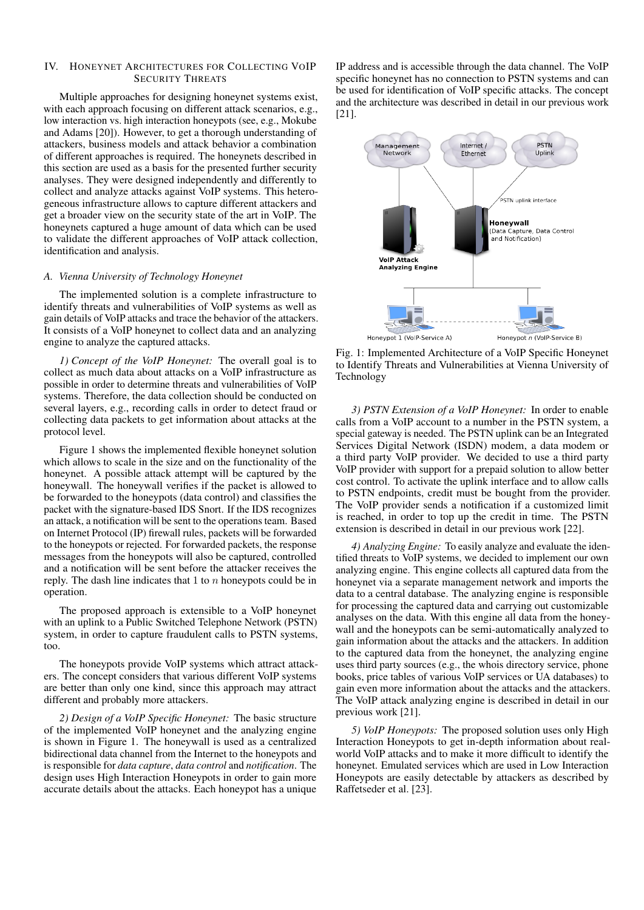## IV. Honeynet Architectures for Collecting VoIP Security Threats

Multiple approaches for designing honeynet systems exist, with each approach focusing on different attack scenarios, e.g., low interaction vs. high interaction honeypots (see, e.g., Mokube and Adams [20]). However, to get a thorough understanding of attackers, business models and attack behavior a combination of different approaches is required. The honeynets described in this section are used as a basis for the presented further security analyses. They were designed independently and differently to collect and analyze attacks against VoIP systems. This heterogeneous infrastructure allows to capture different attackers and get a broader view on the security state of the art in VoIP. The honeynets captured a huge amount of data which can be used to validate the different approaches of VoIP attack collection, identification and analysis.

### A. Vienna University of Technology Honeynet

The implemented solution is a complete infrastructure to identify threats and vulnerabilities of VoIP systems as well as gain details of VoIP attacks and trace the behavior of the attackers. It consists of a VoIP honeynet to collect data and an analyzing engine to analyze the captured attacks.

*1) Concept of the VoIP Honeynet:* The overall goal is to collect as much data about attacks on a VoIP infrastructure as possible in order to determine threats and vulnerabilities of VoIP systems. Therefore, the data collection should be conducted on several layers, e.g., recording calls in order to detect fraud or collecting data packets to get information about attacks at the protocol level.

Figure 1 shows the implemented flexible honeynet solution which allows to scale in the size and on the functionality of the honeynet. A possible attack attempt will be captured by the honeywall. The honeywall verifies if the packet is allowed to be forwarded to the honeypots (data control) and classifies the packet with the signature-based IDS Snort. If the IDS recognizes an attack, a notification will be sent to the operations team. Based on Internet Protocol (IP) firewall rules, packets will be forwarded to the honeypots or rejected. For forwarded packets, the response messages from the honeypots will also be captured, controlled and a notification will be sent before the attacker receives the reply. The dash line indicates that 1 to $n$ honeypots could be in operation.

The proposed approach is extensible to a VoIP honeynet with an uplink to a Public Switched Telephone Network (PSTN) system, in order to capture fraudulent calls to PSTN systems, too.

The honeypots provide VoIP systems which attract attackers. The concept considers that various different VoIP systems are better than only one kind, since this approach may attract different and probably more attackers.

*2) Design of a VoIP Specific Honeynet:* The basic structure of the implemented VoIP honeynet and the analyzing engine is shown in Figure 1. The honeywall is used as a centralized bidirectional data channel from the Internet to the honeypots and is responsible for *data capture*, *data control* and *notification*. The design uses High Interaction Honeypots in order to gain more accurate details about the attacks. Each honeypot has a unique IP address and is accessible through the data channel. The VoIP specific honeynet has no connection to PSTN systems and can be used for identification of VoIP specific attacks. The concept and the architecture was described in detail in our previous work [21].

Management Network

Internet / Ethernet

PSTN Uplink

PSTN uplink interface

Honeywall (Data Capture, Data Control and Notification)

VoIP Attack Analyzing Engine

Honeypot 1 (VoIP-Service A)

Honeypot $n$ (VoIP-Service B)

Fig. 1: Implemented Architecture of a VoIP Specific Honeynet to Identify Threats and Vulnerabilities at Vienna University of Technology

*3) PSTN Extension of a VoIP Honeynet:* In order to enable calls from a VoIP account to a number in the PSTN system, a special gateway is needed. The PSTN uplink can be an Integrated Services Digital Network (ISDN) modem, a data modem or a third party VoIP provider. We decided to use a third party VoIP provider with support for a prepaid solution to allow better cost control. To activate the uplink interface and to allow calls to PSTN endpoints, credit must be bought from the provider. The VoIP provider sends a notification if a customized limit is reached, in order to top up the credit in time. The PSTN extension is described in detail in our previous work [22].

*4) Analyzing Engine:* To easily analyze and evaluate the identified threats to VoIP systems, we decided to implement our own analyzing engine. This engine collects all captured data from the honeynet via a separate management network and imports the data to a central database. The analyzing engine is responsible for processing the captured data and carrying out customizable analyses on the data. With this engine all data from the honeywall and the honeypots can be semi-automatically analyzed to gain information about the attacks and the attackers. In addition to the captured data from the honeynet, the analyzing engine uses third party sources (e.g., the whois directory service, phone books, price tables of various VoIP services or UA databases) to gain even more information about the attacks and the attackers. The VoIP attack analyzing engine is described in detail in our previous work [21].

*5) VoIP Honeypots:* The proposed solution uses only High Interaction Honeypots to get in-depth information about real-world VoIP attacks and to make it more difficult to identify the honeynet. Emulated services which are used in Low Interaction Honeypots are easily detectable by attackers as described by Raffetseder et al. [23].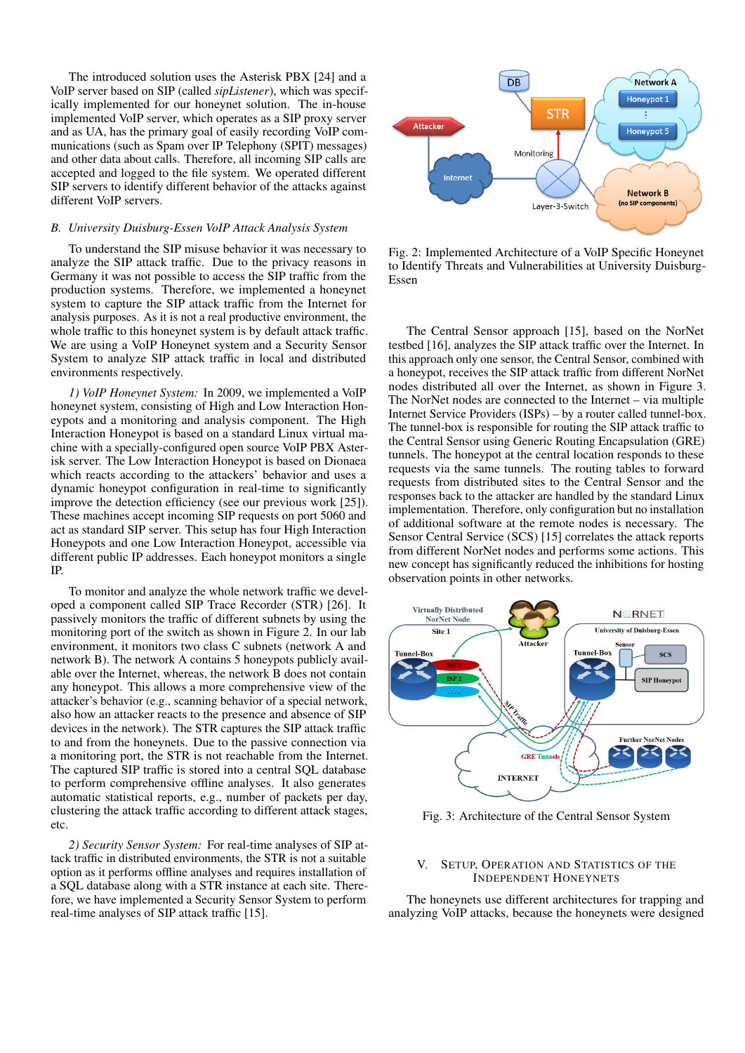The introduced solution uses the Asterisk PBX [24] and a VoIP server based on SIP (called *sipListener*), which was specifically implemented for our honeynet solution. The in-house implemented VoIP server, which operates as a SIP proxy server and as UA, has the primary goal of easily recording VoIP communications (such as Spam over IP Telephony (SPIT) messages) and other data about calls. Therefore, all incoming SIP calls are accepted and logged to the file system. We operated different SIP servers to identify different behavior of the attacks against different VoIP servers.

### B. University Duisburg-Essen VoIP Attack Analysis System

To understand the SIP misuse behavior it was necessary to analyze the SIP attack traffic. Due to the privacy reasons in Germany it was not possible to access the SIP traffic from the production systems. Therefore, we implemented a honeynet system to capture the SIP attack traffic from the Internet for analysis purposes. As it is not a real productive environment, the whole traffic to this honeynet system is by default attack traffic. We are using a VoIP Honeynet system and a Security Sensor System to analyze SIP attack traffic in local and distributed environments respectively.

*1) VoIP Honeynet System:* In 2009, we implemented a VoIP honeynet system, consisting of High and Low Interaction Honeypots and a monitoring and analysis component. The High Interaction Honeypot is based on a standard Linux virtual machine with a specially-configured open source VoIP PBX Asterisk server. The Low Interaction Honeypot is based on Dionaea which reacts according to the attackers' behavior and uses a dynamic honeypot configuration in real-time to significantly improve the detection efficiency (see our previous work [25]). These machines accept incoming SIP requests on port 5060 and act as standard SIP server. This setup has four High Interaction Honeypots and one Low Interaction Honeypot, accessible via different public IP addresses. Each honeypot monitors a single IP.

To monitor and analyze the whole network traffic we developed a component called SIP Trace Recorder (STR) [26]. It passively monitors the traffic of different subnets by using the monitoring port of the switch as shown in Figure 2. In our lab environment, it monitors two class C subnets (network A and network B). The network A contains 5 honeypots publicly available over the Internet, whereas, the network B does not contain any honeypot. This allows a more comprehensive view of the attacker's behavior (e.g., scanning behavior of a special network, also how an attacker reacts to the presence and absence of SIP devices in the network). The STR captures the SIP attack traffic to and from the honeynets. Due to the passive connection via a monitoring port, the STR is not reachable from the Internet. The captured SIP traffic is stored into a central SQL database to perform comprehensive offline analyses. It also generates automatic statistical reports, e.g., number of packets per day, clustering the attack traffic according to different attack stages, etc.

*2) Security Sensor System:* For real-time analyses of SIP attack traffic in distributed environments, the STR is not a suitable option as it performs offline analyses and requires installation of a SQL database along with a STR instance at each site. Therefore, we have implemented a Security Sensor System to perform real-time analyses of SIP attack traffic [15].

DB
STR
Attacker
Network A
Honeypot 1
Honeypot 5
Monitoring
Internet
Layer-3-Switch
Network B
(no SIP components)

Fig. 2: Implemented Architecture of a VoIP Specific Honeynet to Identify Threats and Vulnerabilities at University Duisburg-Essen

The Central Sensor approach [15], based on the NorNet testbed [16], analyzes the SIP attack traffic over the Internet. In this approach only one sensor, the Central Sensor, combined with a honeypot, receives the SIP attack traffic from different NorNet nodes distributed all over the Internet, as shown in Figure 3. The NorNet nodes are connected to the Internet – via multiple Internet Service Providers (ISPs) – by a router called tunnel-box. The tunnel-box is responsible for routing the SIP attack traffic to the Central Sensor using Generic Routing Encapsulation (GRE) tunnels. The honeypot at the central location responds to these requests via the same tunnels. The routing tables to forward requests from distributed sites to the Central Sensor and the responses back to the attacker are handled by the standard Linux implementation. Therefore, only configuration but no installation of additional software at the remote nodes is necessary. The Sensor Central Service (SCS) [15] correlates the attack reports from different NorNet nodes and performs some actions. This new concept has significantly reduced the inhibitions for hosting observation points in other networks.

Virtually Distributed NorNet Node
Site 1
Tunnel-Box
ISP 1
ISP 2
....
Attacker
NORNET
University of Duisburg-Essen
Sensor
Tunnel-Box
SCS
SIP Honeypot
SIP Traffic
GRE Tunnels
INTERNET
Further NorNet Nodes

Fig. 3: Architecture of the Central Sensor System

## V. Setup, Operation and Statistics of the Independent Honeynets

The honeynets use different architectures for trapping and analyzing VoIP attacks, because the honeynets were designed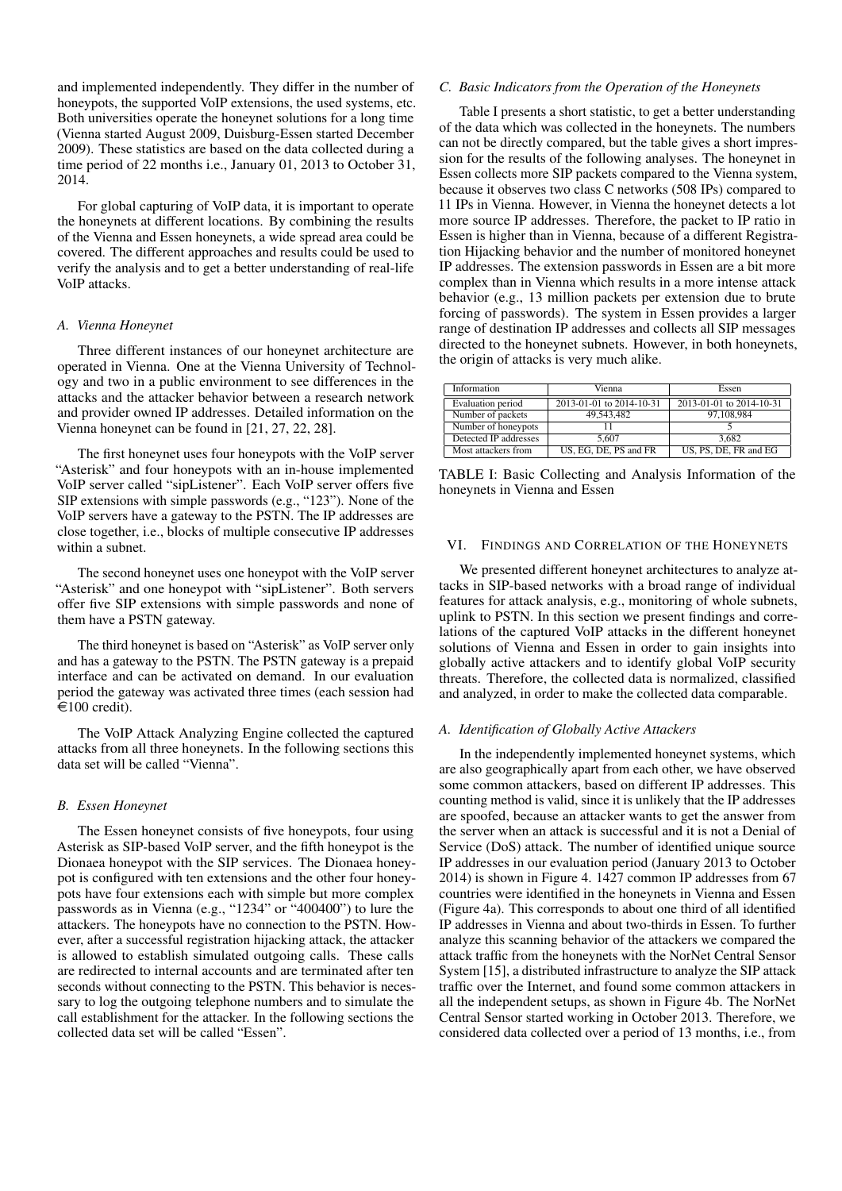and implemented independently. They differ in the number of honeypots, the supported VoIP extensions, the used systems, etc. Both universities operate the honeynet solutions for a long time (Vienna started August 2009, Duisburg-Essen started December 2009). These statistics are based on the data collected during a time period of 22 months i.e., January 01, 2013 to October 31, 2014.

For global capturing of VoIP data, it is important to operate the honeynets at different locations. By combining the results of the Vienna and Essen honeynets, a wide spread area could be covered. The different approaches and results could be used to verify the analysis and to get a better understanding of real-life VoIP attacks.

### *A. Vienna Honeynet*

Three different instances of our honeynet architecture are operated in Vienna. One at the Vienna University of Technology and two in a public environment to see differences in the attacks and the attacker behavior between a research network and provider owned IP addresses. Detailed information on the Vienna honeynet can be found in [21, 27, 22, 28].

The first honeynet uses four honeypots with the VoIP server "Asterisk" and four honeypots with an in-house implemented VoIP server called "sipListener". Each VoIP server offers five SIP extensions with simple passwords (e.g., "123"). None of the VoIP servers have a gateway to the PSTN. The IP addresses are close together, i.e., blocks of multiple consecutive IP addresses within a subnet.

The second honeynet uses one honeypot with the VoIP server "Asterisk" and one honeypot with "sipListener". Both servers offer five SIP extensions with simple passwords and none of them have a PSTN gateway.

The third honeynet is based on "Asterisk" as VoIP server only and has a gateway to the PSTN. The PSTN gateway is a prepaid interface and can be activated on demand. In our evaluation period the gateway was activated three times (each session had €100 credit).

The VoIP Attack Analyzing Engine collected the captured attacks from all three honeynets. In the following sections this data set will be called "Vienna".

### *B. Essen Honeynet*

The Essen honeynet consists of five honeypots, four using Asterisk as SIP-based VoIP server, and the fifth honeypot is the Dionaea honeypot with the SIP services. The Dionaea honeypot is configured with ten extensions and the other four honeypots have four extensions each with simple but more complex passwords as in Vienna (e.g., "1234" or "400400") to lure the attackers. The honeypots have no connection to the PSTN. However, after a successful registration hijacking attack, the attacker is allowed to establish simulated outgoing calls. These calls are redirected to internal accounts and are terminated after ten seconds without connecting to the PSTN. This behavior is necessary to log the outgoing telephone numbers and to simulate the call establishment for the attacker. In the following sections the collected data set will be called "Essen".

### *C. Basic Indicators from the Operation of the Honeynets*

Table I presents a short statistic, to get a better understanding of the data which was collected in the honeynets. The numbers can not be directly compared, but the table gives a short impression for the results of the following analyses. The honeynet in Essen collects more SIP packets compared to the Vienna system, because it observes two class C networks (508 IPs) compared to 11 IPs in Vienna. However, in Vienna the honeynet detects a lot more source IP addresses. Therefore, the packet to IP ratio in Essen is higher than in Vienna, because of a different Registration Hijacking behavior and the number of monitored honeynet IP addresses. The extension passwords in Essen are a bit more complex than in Vienna which results in a more intense attack behavior (e.g., 13 million packets per extension due to brute forcing of passwords). The system in Essen provides a larger range of destination IP addresses and collects all SIP messages directed to the honeynet subnets. However, in both honeynets, the origin of attacks is very much alike.

| Information | Vienna | Essen |
|---|---|---|
| Evaluation period | 2013-01-01 to 2014-10-31 | 2013-01-01 to 2014-10-31 |
| Number of packets | 49,543,482 | 97,108,984 |
| Number of honeypots | 11 | 5 |
| Detected IP addresses | 5,607 | 3,682 |
| Most attackers from | US, EG, DE, PS and FR | US, PS, DE, FR and EG |

TABLE I: Basic Collecting and Analysis Information of the honeynets in Vienna and Essen

## VI. Findings and Correlation of the Honeynets

We presented different honeynet architectures to analyze attacks in SIP-based networks with a broad range of individual features for attack analysis, e.g., monitoring of whole subnets, uplink to PSTN. In this section we present findings and correlations of the captured VoIP attacks in the different honeynet solutions of Vienna and Essen in order to gain insights into globally active attackers and to identify global VoIP security threats. Therefore, the collected data is normalized, classified and analyzed, in order to make the collected data comparable.

### *A. Identification of Globally Active Attackers*

In the independently implemented honeynet systems, which are also geographically apart from each other, we have observed some common attackers, based on different IP addresses. This counting method is valid, since it is unlikely that the IP addresses are spoofed, because an attacker wants to get the answer from the server when an attack is successful and it is not a Denial of Service (DoS) attack. The number of identified unique source IP addresses in our evaluation period (January 2013 to October 2014) is shown in Figure 4. 1427 common IP addresses from 67 countries were identified in the honeynets in Vienna and Essen (Figure 4a). This corresponds to about one third of all identified IP addresses in Vienna and about two-thirds in Essen. To further analyze this scanning behavior of the attackers we compared the attack traffic from the honeynets with the NorNet Central Sensor System [15], a distributed infrastructure to analyze the SIP attack traffic over the Internet, and found some common attackers in all the independent setups, as shown in Figure 4b. The NorNet Central Sensor started working in October 2013. Therefore, we considered data collected over a period of 13 months, i.e., from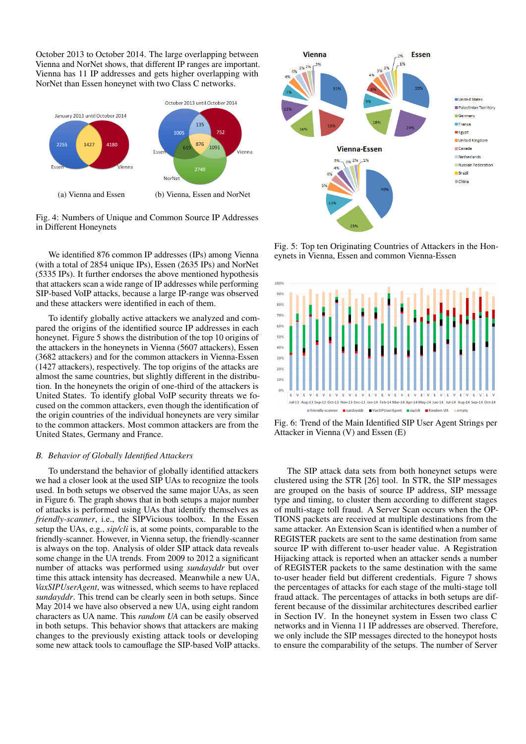October 2013 to October 2014. The large overlapping between Vienna and NorNet shows, that different IP ranges are important. Vienna has 11 IP addresses and gets higher overlapping with NorNet than Essen honeynet with two Class C networks.

(a) Vienna and Essen

(b) Vienna, Essen and NorNet

Fig. 4: Numbers of Unique and Common Source IP Addresses in Different Honeynets

We identified 876 common IP addresses (IPs) among Vienna (with a total of 2854 unique IPs), Essen (2635 IPs) and NorNet (5335 IPs). It further endorses the above mentioned hypothesis that attackers scan a wide range of IP addresses while performing SIP-based VoIP attacks, because a large IP-range was observed and these attackers were identified in each of them.

To identify globally active attackers we analyzed and compared the origins of the identified source IP addresses in each honeynet. Figure 5 shows the distribution of the top 10 origins of the attackers in the honeynets in Vienna (5607 attackers), Essen (3682 attackers) and for the common attackers in Vienna-Essen (1427 attackers), respectively. The top origins of the attacks are almost the same countries, but slightly different in the distribution. In the honeynets the origin of one-third of the attackers is United States. To identify global VoIP security threats we focused on the common attackers, even though the identification of the origin countries of the individual honeynets are very similar to the common attackers. Most common attackers are from the United States, Germany and France.

### B. Behavior of Globally Identified Attackers

To understand the behavior of globally identified attackers we had a closer look at the used SIP UAs to recognize the tools used. In both setups we observed the same major UAs, as seen in Figure 6. The graph shows that in both setups a major number of attacks is performed using UAs that identify themselves as *friendly-scanner*, i.e., the SIPVicious toolbox. In the Essen setup the UAs, e.g., *sip/cli* is, at some points, comparable to the friendly-scanner. However, in Vienna setup, the friendly-scanner is always on the top. Analysis of older SIP attack data reveals some change in the UA trends. From 2009 to 2012 a significant number of attacks was performed using *sundayddr* but over time this attack intensity has decreased. Meanwhile a new UA, *VaxSIPUserAgent*, was witnessed, which seems to have replaced *sundayddr*. This trend can be clearly seen in both setups. Since May 2014 we have also observed a new UA, using eight random characters as UA name. This *random UA* can be easily observed in both setups. This behavior shows that attackers are making changes to the previously existing attack tools or developing some new attack tools to camouflage the SIP-based VoIP attacks.

Fig. 5: Top ten Originating Countries of Attackers in the Honeynets in Vienna, Essen and common Vienna-Essen

Fig. 6: Trend of the Main Identified SIP User Agent Strings per Attacker in Vienna (V) and Essen (E)

The SIP attack data sets from both honeynet setups were clustered using the STR [26] tool. In STR, the SIP messages are grouped on the basis of source IP address, SIP message type and timing, to cluster them according to different stages of multi-stage toll fraud. A Server Scan occurs when the OPTIONS packets are received at multiple destinations from the same attacker. An Extension Scan is identified when a number of REGISTER packets are sent to the same destination from same source IP with different to-user header value. A Registration Hijacking attack is reported when an attacker sends a number of REGISTER packets to the same destination with the same to-user header field but different credentials. Figure 7 shows the percentages of attacks for each stage of the multi-stage toll fraud attack. The percentages of attacks in both setups are different because of the dissimilar architectures described earlier in Section IV. In the honeynet system in Essen two class C networks and in Vienna 11 IP addresses are observed. Therefore, we only include the SIP messages directed to the honeypot hosts to ensure the comparability of the setups. The number of Server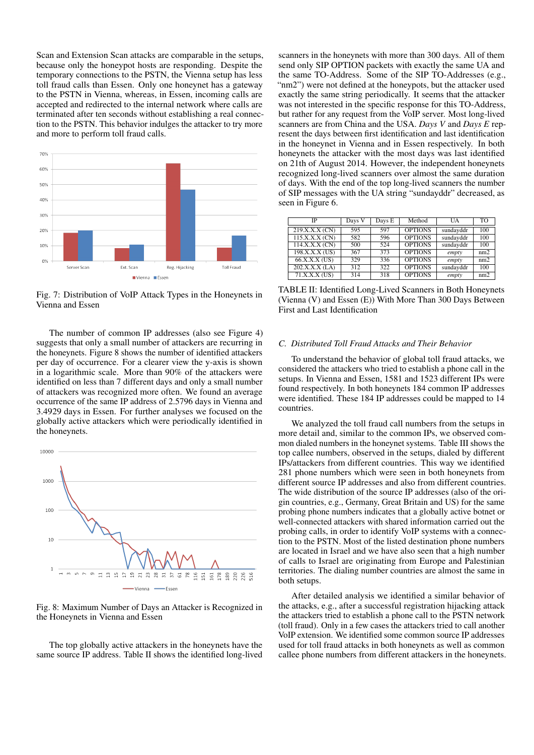Scan and Extension Scan attacks are comparable in the setups, because only the honeypot hosts are responding. Despite the temporary connections to the PSTN, the Vienna setup has less toll fraud calls than Essen. Only one honeynet has a gateway to the PSTN in Vienna, whereas, in Essen, incoming calls are accepted and redirected to the internal network where calls are terminated after ten seconds without establishing a real connection to the PSTN. This behavior indulges the attacker to try more and more to perform toll fraud calls.

Fig. 7: Distribution of VoIP Attack Types in the Honeynets in Vienna and Essen

The number of common IP addresses (also see Figure 4) suggests that only a small number of attackers are recurring in the honeynets. Figure 8 shows the number of identified attackers per day of occurrence. For a clearer view the y-axis is shown in a logarithmic scale. More than 90% of the attackers were identified on less than 7 different days and only a small number of attackers was recognized more often. We found an average occurrence of the same IP address of 2.5796 days in Vienna and 3.4929 days in Essen. For further analyses we focused on the globally active attackers which were periodically identified in the honeynets.

Fig. 8: Maximum Number of Days an Attacker is Recognized in the Honeynets in Vienna and Essen

The top globally active attackers in the honeynets have the same source IP address. Table II shows the identified long-lived scanners in the honeynets with more than 300 days. All of them send only SIP OPTION packets with exactly the same UA and the same TO-Address. Some of the SIP TO-Addresses (e.g., "nm2") were not defined at the honeypots, but the attacker used exactly the same string periodically. It seems that the attacker was not interested in the specific response for this TO-Address, but rather for any request from the VoIP server. Most long-lived scanners are from China and the USA. *Days V* and *Days E* represent the days between first identification and last identification in the honeynet in Vienna and in Essen respectively. In both honeynets the attacker with the most days was last identified on 21th of August 2014. However, the independent honeynets recognized long-lived scanners over almost the same duration of days. With the end of the top long-lived scanners the number of SIP messages with the UA string "sundayddr" decreased, as seen in Figure 6.

| IP | Days V | Days E | Method | UA | TO |
|---|---|---|---|---|---|
| 219.X.X.X (CN) | 595 | 597 | OPTIONS | sundayddr | 100 |
| 115.X.X.X (CN) | 582 | 596 | OPTIONS | sundayddr | 100 |
| 114.X.X.X (CN) | 500 | 524 | OPTIONS | sundayddr | 100 |
| 198.X.X.X (US) | 367 | 373 | OPTIONS | *empty* | nm2 |
| 66.X.X.X (US) | 329 | 336 | OPTIONS | *empty* | nm2 |
| 202.X.X.X (LA) | 312 | 322 | OPTIONS | sundayddr | 100 |
| 71.X.X.X (US) | 314 | 318 | OPTIONS | *empty* | nm2 |

TABLE II: Identified Long-Lived Scanners in Both Honeynets (Vienna (V) and Essen (E)) With More Than 300 Days Between First and Last Identification

### C. Distributed Toll Fraud Attacks and Their Behavior

To understand the behavior of global toll fraud attacks, we considered the attackers who tried to establish a phone call in the setups. In Vienna and Essen, 1581 and 1523 different IPs were found respectively. In both honeynets 184 common IP addresses were identified. These 184 IP addresses could be mapped to 14 countries.

We analyzed the toll fraud call numbers from the setups in more detail and, similar to the common IPs, we observed common dialed numbers in the honeynet systems. Table III shows the top callee numbers, observed in the setups, dialed by different IPs/attackers from different countries. This way we identified 281 phone numbers which were seen in both honeynets from different source IP addresses and also from different countries. The wide distribution of the source IP addresses (also of the origin countries, e.g., Germany, Great Britain and US) for the same probing phone numbers indicates that a globally active botnet or well-connected attackers with shared information carried out the probing calls, in order to identify VoIP systems with a connection to the PSTN. Most of the listed destination phone numbers are located in Israel and we have also seen that a high number of calls to Israel are originating from Europe and Palestinian territories. The dialing number countries are almost the same in both setups.

After detailed analysis we identified a similar behavior of the attacks, e.g., after a successful registration hijacking attack the attackers tried to establish a phone call to the PSTN network (toll fraud). Only in a few cases the attackers tried to call another VoIP extension. We identified some common source IP addresses used for toll fraud attacks in both honeynets as well as common callee phone numbers from different attackers in the honeynets.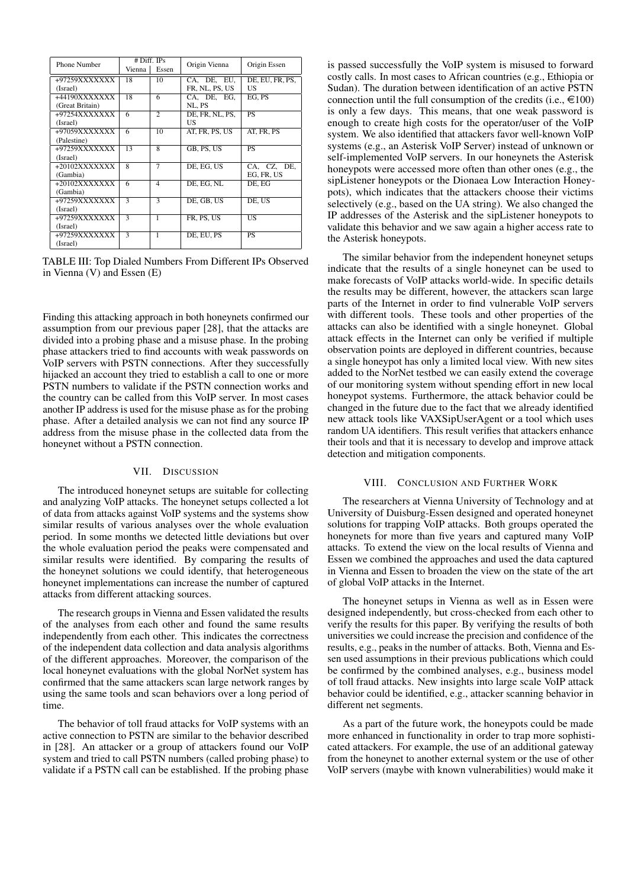| Phone Number | # Diff. IPs | | Origin Vienna | Origin Essen |
|---|---|---|---|---|
| | Vienna | Essen | | |
| +97259XXXXXXX (Israel) | 18 | 10 | CA, DE, EU, FR, NL, PS, US | DE, EU, FR, PS, US |
| +44190XXXXXXX (Great Britain) | 18 | 6 | CA, DE, EG, NL, PS | EG, PS |
| +97254XXXXXXX (Israel) | 6 | 2 | DE, FR, NL, PS, US | PS |
| +97059XXXXXXX (Palestine) | 6 | 10 | AT, FR, PS, US | AT, FR, PS |
| +97259XXXXXXX (Israel) | 13 | 8 | GB, PS, US | PS |
| +20102XXXXXXX (Gambia) | 8 | 7 | DE, EG, US | CA, CZ, DE, EG, FR, US |
| +20102XXXXXXX (Gambia) | 6 | 4 | DE, EG, NL | DE, EG |
| +97259XXXXXXX (Israel) | 3 | 3 | DE, GB, US | DE, US |
| +97259XXXXXXX (Israel) | 3 | 1 | FR, PS, US | US |
| +97259XXXXXXX (Israel) | 3 | 1 | DE, EU, PS | PS |

TABLE III: Top Dialed Numbers From Different IPs Observed in Vienna (V) and Essen (E)

Finding this attacking approach in both honeynets confirmed our assumption from our previous paper [28], that the attacks are divided into a probing phase and a misuse phase. In the probing phase attackers tried to find accounts with weak passwords on VoIP servers with PSTN connections. After they successfully hijacked an account they tried to establish a call to one or more PSTN numbers to validate if the PSTN connection works and the country can be called from this VoIP server. In most cases another IP address is used for the misuse phase as for the probing phase. After a detailed analysis we can not find any source IP address from the misuse phase in the collected data from the honeynet without a PSTN connection.

## VII. Discussion

The introduced honeynet setups are suitable for collecting and analyzing VoIP attacks. The honeynet setups collected a lot of data from attacks against VoIP systems and the systems show similar results of various analyses over the whole evaluation period. In some months we detected little deviations but over the whole evaluation period the peaks were compensated and similar results were identified. By comparing the results of the honeynet solutions we could identify, that heterogeneous honeynet implementations can increase the number of captured attacks from different attacking sources.

The research groups in Vienna and Essen validated the results of the analyses from each other and found the same results independently from each other. This indicates the correctness of the independent data collection and data analysis algorithms of the different approaches. Moreover, the comparison of the local honeynet evaluations with the global NorNet system has confirmed that the same attackers scan large network ranges by using the same tools and scan behaviors over a long period of time.

The behavior of toll fraud attacks for VoIP systems with an active connection to PSTN are similar to the behavior described in [28]. An attacker or a group of attackers found our VoIP system and tried to call PSTN numbers (called probing phase) to validate if a PSTN call can be established. If the probing phase is passed successfully the VoIP system is misused to forward costly calls. In most cases to African countries (e.g., Ethiopia or Sudan). The duration between identification of an active PSTN connection until the full consumption of the credits (i.e., €100) is only a few days. This means, that one weak password is enough to create high costs for the operator/user of the VoIP system. We also identified that attackers favor well-known VoIP systems (e.g., an Asterisk VoIP Server) instead of unknown or self-implemented VoIP servers. In our honeynets the Asterisk honeypots were accessed more often than other ones (e.g., the sipListener honeypots or the Dionaea Low Interaction Honeypots), which indicates that the attackers choose their victims selectively (e.g., based on the UA string). We also changed the IP addresses of the Asterisk and the sipListener honeypots to validate this behavior and we saw again a higher access rate to the Asterisk honeypots.

The similar behavior from the independent honeynet setups indicate that the results of a single honeynet can be used to make forecasts of VoIP attacks world-wide. In specific details the results may be different, however, the attackers scan large parts of the Internet in order to find vulnerable VoIP servers with different tools. These tools and other properties of the attacks can also be identified with a single honeynet. Global attack effects in the Internet can only be verified if multiple observation points are deployed in different countries, because a single honeypot has only a limited local view. With new sites added to the NorNet testbed we can easily extend the coverage of our monitoring system without spending effort in new local honeypot systems. Furthermore, the attack behavior could be changed in the future due to the fact that we already identified new attack tools like VAXSipUserAgent or a tool which uses random UA identifiers. This result verifies that attackers enhance their tools and that it is necessary to develop and improve attack detection and mitigation components.

## VIII. Conclusion and Further Work

The researchers at Vienna University of Technology and at University of Duisburg-Essen designed and operated honeynet solutions for trapping VoIP attacks. Both groups operated the honeynets for more than five years and captured many VoIP attacks. To extend the view on the local results of Vienna and Essen we combined the approaches and used the data captured in Vienna and Essen to broaden the view on the state of the art of global VoIP attacks in the Internet.

The honeynet setups in Vienna as well as in Essen were designed independently, but cross-checked from each other to verify the results for this paper. By verifying the results of both universities we could increase the precision and confidence of the results, e.g., peaks in the number of attacks. Both, Vienna and Essen used assumptions in their previous publications which could be confirmed by the combined analyses, e.g., business model of toll fraud attacks. New insights into large scale VoIP attack behavior could be identified, e.g., attacker scanning behavior in different net segments.

As a part of the future work, the honeypots could be made more enhanced in functionality in order to trap more sophisticated attackers. For example, the use of an additional gateway from the honeynet to another external system or the use of other VoIP servers (maybe with known vulnerabilities) would make it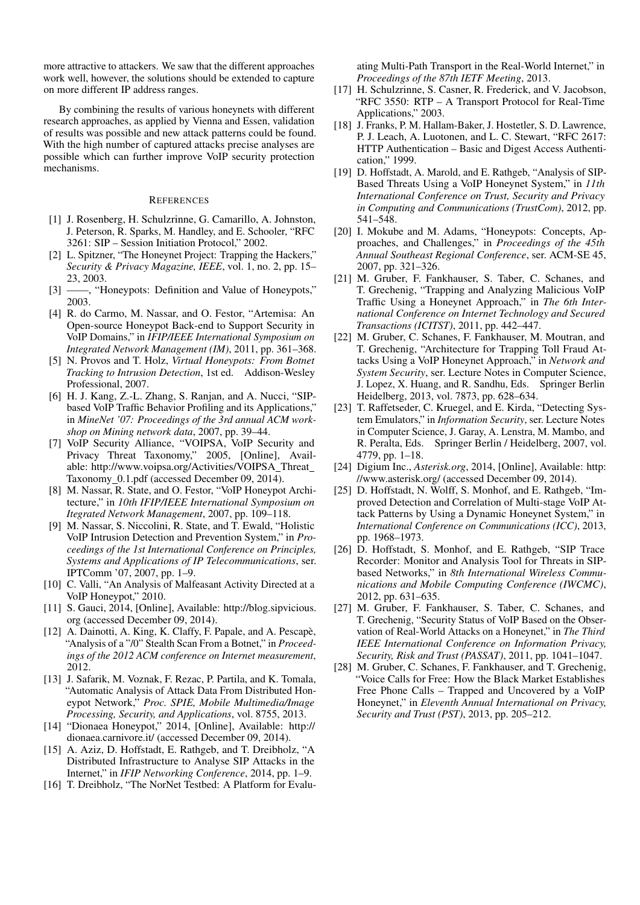more attractive to attackers. We saw that the different approaches work well, however, the solutions should be extended to capture on more different IP address ranges.

By combining the results of various honeynets with different research approaches, as applied by Vienna and Essen, validation of results was possible and new attack patterns could be found. With the high number of captured attacks precise analyses are possible which can further improve VoIP security protection mechanisms.

## REFERENCES

[1] J. Rosenberg, H. Schulzrinne, G. Camarillo, A. Johnston, J. Peterson, R. Sparks, M. Handley, and E. Schooler, "RFC 3261: SIP – Session Initiation Protocol," 2002.

[2] L. Spitzner, "The Honeynet Project: Trapping the Hackers," *Security & Privacy Magazine, IEEE*, vol. 1, no. 2, pp. 15–23, 2003.

[3] ——, "Honeypots: Definition and Value of Honeypots," 2003.

[4] R. do Carmo, M. Nassar, and O. Festor, "Artemisa: An Open-source Honeypot Back-end to Support Security in VoIP Domains," in *IFIP/IEEE International Symposium on Integrated Network Management (IM)*, 2011, pp. 361–368.

[5] N. Provos and T. Holz, *Virtual Honeypots: From Botnet Tracking to Intrusion Detection*, 1st ed. Addison-Wesley Professional, 2007.

[6] H. J. Kang, Z.-L. Zhang, S. Ranjan, and A. Nucci, "SIP-based VoIP Traffic Behavior Profiling and its Applications," in *MineNet '07: Proceedings of the 3rd annual ACM workshop on Mining network data*, 2007, pp. 39–44.

[7] VoIP Security Alliance, "VOIPSA, VoIP Security and Privacy Threat Taxonomy," 2005, [Online], Available: http://www.voipsa.org/Activities/VOIPSA_Threat_Taxonomy_0.1.pdf (accessed December 09, 2014).

[8] M. Nassar, R. State, and O. Festor, "VoIP Honeypot Architecture," in *10th IFIP/IEEE International Symposium on Itegrated Network Management*, 2007, pp. 109–118.

[9] M. Nassar, S. Niccolini, R. State, and T. Ewald, "Holistic VoIP Intrusion Detection and Prevention System," in *Proceedings of the 1st International Conference on Principles, Systems and Applications of IP Telecommunications*, ser. IPTComm '07, 2007, pp. 1–9.

[10] C. Valli, "An Analysis of Malfeasant Activity Directed at a VoIP Honeypot," 2010.

[11] S. Gauci, 2014, [Online], Available: http://blog.sipvicious.org (accessed December 09, 2014).

[12] A. Dainotti, A. King, K. Claffy, F. Papale, and A. Pescapè, "Analysis of a "/0" Stealth Scan From a Botnet," in *Proceedings of the 2012 ACM conference on Internet measurement*, 2012.

[13] J. Safarik, M. Voznak, F. Rezac, P. Partila, and K. Tomala, "Automatic Analysis of Attack Data From Distributed Honeypot Network," *Proc. SPIE, Mobile Multimedia/Image Processing, Security, and Applications*, vol. 8755, 2013.

[14] "Dionaea Honeypot," 2014, [Online], Available: http://dionaea.carnivore.it/ (accessed December 09, 2014).

[15] A. Aziz, D. Hoffstadt, E. Rathgeb, and T. Dreibholz, "A Distributed Infrastructure to Analyse SIP Attacks in the Internet," in *IFIP Networking Conference*, 2014, pp. 1–9.

[16] T. Dreibholz, "The NorNet Testbed: A Platform for Evaluating Multi-Path Transport in the Real-World Internet," in *Proceedings of the 87th IETF Meeting*, 2013.

[17] H. Schulzrinne, S. Casner, R. Frederick, and V. Jacobson, "RFC 3550: RTP – A Transport Protocol for Real-Time Applications," 2003.

[18] J. Franks, P. M. Hallam-Baker, J. Hostetler, S. D. Lawrence, P. J. Leach, A. Luotonen, and L. C. Stewart, "RFC 2617: HTTP Authentication – Basic and Digest Access Authentication," 1999.

[19] D. Hoffstadt, A. Marold, and E. Rathgeb, "Analysis of SIP-Based Threats Using a VoIP Honeynet System," in *11th International Conference on Trust, Security and Privacy in Computing and Communications (TrustCom)*, 2012, pp. 541–548.

[20] I. Mokube and M. Adams, "Honeypots: Concepts, Approaches, and Challenges," in *Proceedings of the 45th Annual Southeast Regional Conference*, ser. ACM-SE 45, 2007, pp. 321–326.

[21] M. Gruber, F. Fankhauser, S. Taber, C. Schanes, and T. Grechenig, "Trapping and Analyzing Malicious VoIP Traffic Using a Honeynet Approach," in *The 6th International Conference on Internet Technology and Secured Transactions (ICITST)*, 2011, pp. 442–447.

[22] M. Gruber, C. Schanes, F. Fankhauser, M. Moutran, and T. Grechenig, "Architecture for Trapping Toll Fraud Attacks Using a VoIP Honeynet Approach," in *Network and System Security*, ser. Lecture Notes in Computer Science, J. Lopez, X. Huang, and R. Sandhu, Eds. Springer Berlin Heidelberg, 2013, vol. 7873, pp. 628–634.

[23] T. Raffetseder, C. Kruegel, and E. Kirda, "Detecting System Emulators," in *Information Security*, ser. Lecture Notes in Computer Science, J. Garay, A. Lenstra, M. Mambo, and R. Peralta, Eds. Springer Berlin / Heidelberg, 2007, vol. 4779, pp. 1–18.

[24] Digium Inc., *Asterisk.org*, 2014, [Online], Available: http://www.asterisk.org/ (accessed December 09, 2014).

[25] D. Hoffstadt, N. Wolff, S. Monhof, and E. Rathgeb, "Improved Detection and Correlation of Multi-stage VoIP Attack Patterns by Using a Dynamic Honeynet System," in *International Conference on Communications (ICC)*, 2013, pp. 1968–1973.

[26] D. Hoffstadt, S. Monhof, and E. Rathgeb, "SIP Trace Recorder: Monitor and Analysis Tool for Threats in SIP-based Networks," in *8th International Wireless Communications and Mobile Computing Conference (IWCMC)*, 2012, pp. 631–635.

[27] M. Gruber, F. Fankhauser, S. Taber, C. Schanes, and T. Grechenig, "Security Status of VoIP Based on the Observation of Real-World Attacks on a Honeynet," in *The Third IEEE International Conference on Information Privacy, Security, Risk and Trust (PASSAT)*, 2011, pp. 1041–1047.

[28] M. Gruber, C. Schanes, F. Fankhauser, and T. Grechenig, "Voice Calls for Free: How the Black Market Establishes Free Phone Calls – Trapped and Uncovered by a VoIP Honeynet," in *Eleventh Annual International on Privacy, Security and Trust (PST)*, 2013, pp. 205–212.